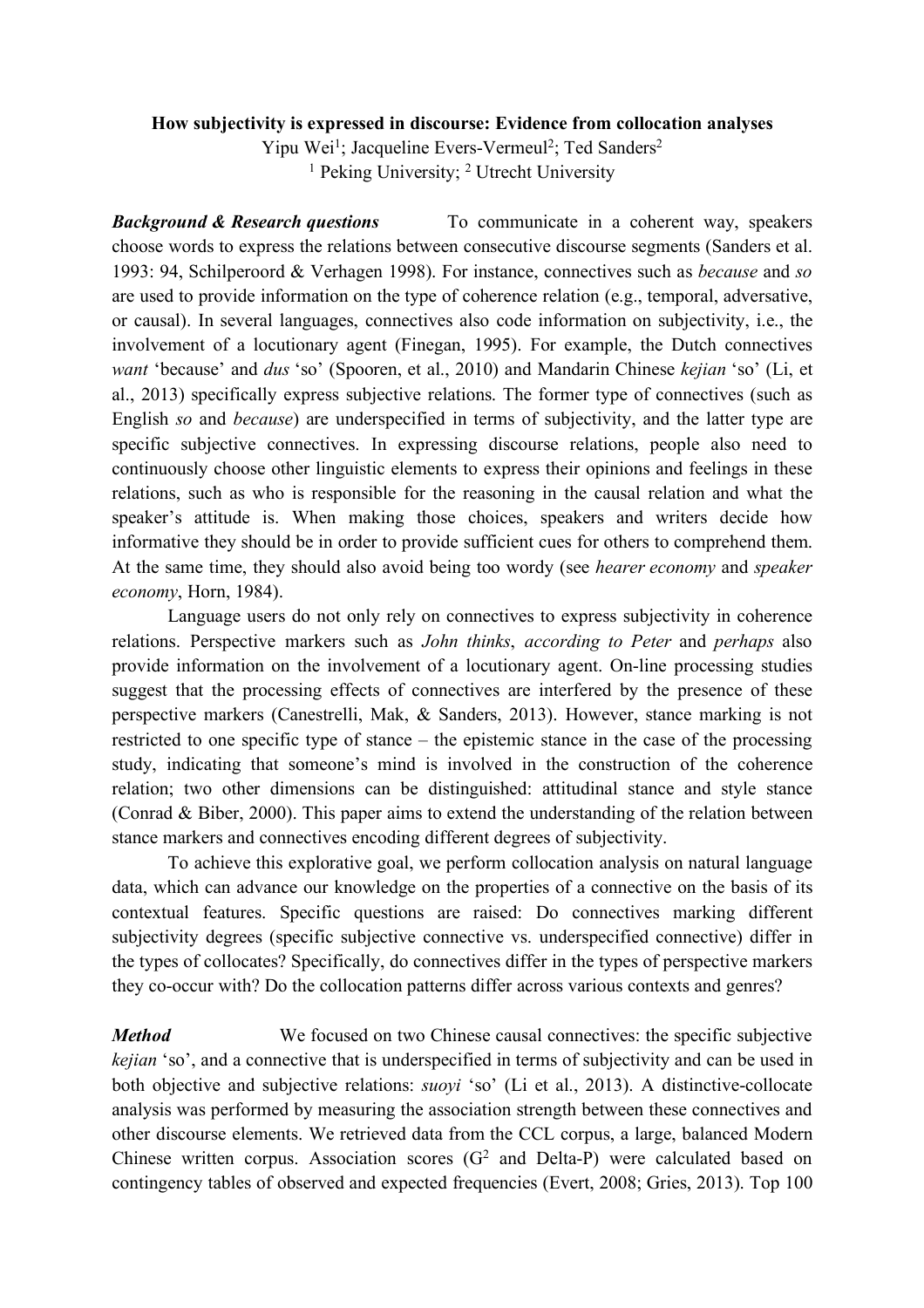**How subjectivity is expressed in discourse: Evidence from collocation analyses**

Yipu Wei[1]; Jacqueline Evers-Vermeul[2]; Ted Sanders[2]

[1] Peking University; [2] Utrecht University

***Background & Research questions*** To communicate in a coherent way, speakers choose words to express the relations between consecutive discourse segments (Sanders et al. 1993: 94, Schilperoord & Verhagen 1998). For instance, connectives such as *because* and *so* are used to provide information on the type of coherence relation (e.g., temporal, adversative, or causal). In several languages, connectives also code information on subjectivity, i.e., the involvement of a locutionary agent (Finegan, 1995). For example, the Dutch connectives *want* 'because' and *dus* 'so' (Spooren, et al., 2010) and Mandarin Chinese *kejian* 'so' (Li, et al., 2013) specifically express subjective relations. The former type of connectives (such as English *so* and *because*) are underspecified in terms of subjectivity, and the latter type are specific subjective connectives. In expressing discourse relations, people also need to continuously choose other linguistic elements to express their opinions and feelings in these relations, such as who is responsible for the reasoning in the causal relation and what the speaker's attitude is. When making those choices, speakers and writers decide how informative they should be in order to provide sufficient cues for others to comprehend them. At the same time, they should also avoid being too wordy (see *hearer economy* and *speaker economy*, Horn, 1984).

Language users do not only rely on connectives to express subjectivity in coherence relations. Perspective markers such as *John thinks*, *according to Peter* and *perhaps* also provide information on the involvement of a locutionary agent. On-line processing studies suggest that the processing effects of connectives are interfered by the presence of these perspective markers (Canestrelli, Mak, & Sanders, 2013). However, stance marking is not restricted to one specific type of stance – the epistemic stance in the case of the processing study, indicating that someone's mind is involved in the construction of the coherence relation; two other dimensions can be distinguished: attitudinal stance and style stance (Conrad & Biber, 2000). This paper aims to extend the understanding of the relation between stance markers and connectives encoding different degrees of subjectivity.

To achieve this explorative goal, we perform collocation analysis on natural language data, which can advance our knowledge on the properties of a connective on the basis of its contextual features. Specific questions are raised: Do connectives marking different subjectivity degrees (specific subjective connective vs. underspecified connective) differ in the types of collocates? Specifically, do connectives differ in the types of perspective markers they co-occur with? Do the collocation patterns differ across various contexts and genres?

***Method*** We focused on two Chinese causal connectives: the specific subjective *kejian* 'so', and a connective that is underspecified in terms of subjectivity and can be used in both objective and subjective relations: *suoyi* 'so' (Li et al., 2013). A distinctive-collocate analysis was performed by measuring the association strength between these connectives and other discourse elements. We retrieved data from the CCL corpus, a large, balanced Modern Chinese written corpus. Association scores ($G^2$ and Delta-P) were calculated based on contingency tables of observed and expected frequencies (Evert, 2008; Gries, 2013). Top 100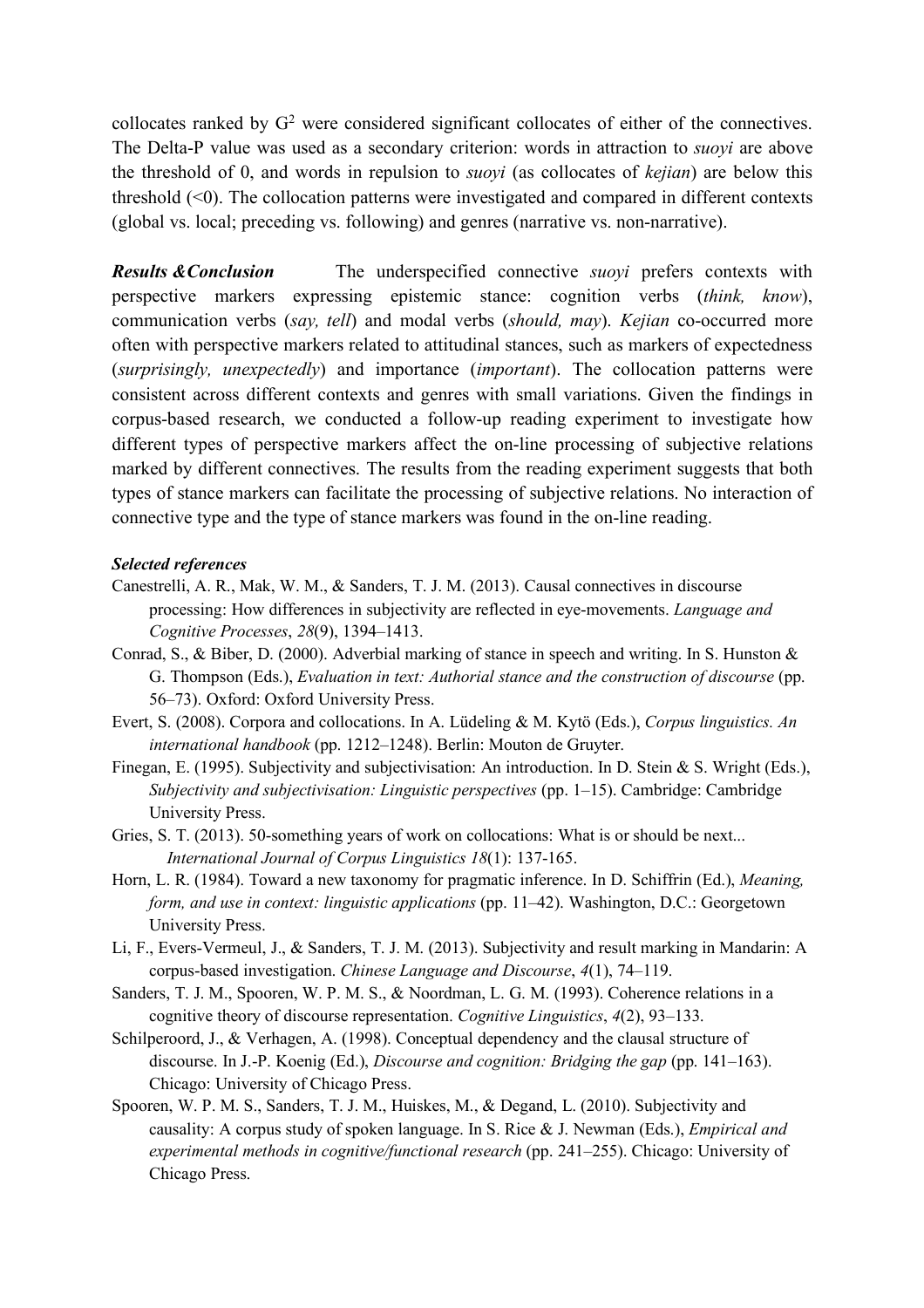collocates ranked by $G^2$ were considered significant collocates of either of the connectives. The Delta-P value was used as a secondary criterion: words in attraction to *suoyi* are above the threshold of 0, and words in repulsion to *suoyi* (as collocates of *kejian*) are below this threshold (<0). The collocation patterns were investigated and compared in different contexts (global vs. local; preceding vs. following) and genres (narrative vs. non-narrative).

***Results &Conclusion*** The underspecified connective *suoyi* prefers contexts with perspective markers expressing epistemic stance: cognition verbs (*think, know*), communication verbs (*say, tell*) and modal verbs (*should, may*). *Kejian* co-occurred more often with perspective markers related to attitudinal stances, such as markers of expectedness (*surprisingly, unexpectedly*) and importance (*important*). The collocation patterns were consistent across different contexts and genres with small variations. Given the findings in corpus-based research, we conducted a follow-up reading experiment to investigate how different types of perspective markers affect the on-line processing of subjective relations marked by different connectives. The results from the reading experiment suggests that both types of stance markers can facilitate the processing of subjective relations. No interaction of connective type and the type of stance markers was found in the on-line reading.

***Selected references***

Canestrelli, A. R., Mak, W. M., & Sanders, T. J. M. (2013). Causal connectives in discourse processing: How differences in subjectivity are reflected in eye-movements. *Language and Cognitive Processes*, *28*(9), 1394–1413.

Conrad, S., & Biber, D. (2000). Adverbial marking of stance in speech and writing. In S. Hunston & G. Thompson (Eds.), *Evaluation in text: Authorial stance and the construction of discourse* (pp. 56–73). Oxford: Oxford University Press.

Evert, S. (2008). Corpora and collocations. In A. Lüdeling & M. Kytö (Eds.), *Corpus linguistics. An international handbook* (pp. 1212–1248). Berlin: Mouton de Gruyter.

Finegan, E. (1995). Subjectivity and subjectivisation: An introduction. In D. Stein & S. Wright (Eds.), *Subjectivity and subjectivisation: Linguistic perspectives* (pp. 1–15). Cambridge: Cambridge University Press.

Gries, S. T. (2013). 50-something years of work on collocations: What is or should be next... *International Journal of Corpus Linguistics 18*(1): 137-165.

Horn, L. R. (1984). Toward a new taxonomy for pragmatic inference. In D. Schiffrin (Ed.), *Meaning, form, and use in context: linguistic applications* (pp. 11–42). Washington, D.C.: Georgetown University Press.

Li, F., Evers-Vermeul, J., & Sanders, T. J. M. (2013). Subjectivity and result marking in Mandarin: A corpus-based investigation. *Chinese Language and Discourse*, *4*(1), 74–119.

Sanders, T. J. M., Spooren, W. P. M. S., & Noordman, L. G. M. (1993). Coherence relations in a cognitive theory of discourse representation. *Cognitive Linguistics*, *4*(2), 93–133.

Schilperoord, J., & Verhagen, A. (1998). Conceptual dependency and the clausal structure of discourse. In J.-P. Koenig (Ed.), *Discourse and cognition: Bridging the gap* (pp. 141–163). Chicago: University of Chicago Press.

Spooren, W. P. M. S., Sanders, T. J. M., Huiskes, M., & Degand, L. (2010). Subjectivity and causality: A corpus study of spoken language. In S. Rice & J. Newman (Eds.), *Empirical and experimental methods in cognitive/functional research* (pp. 241–255). Chicago: University of Chicago Press.